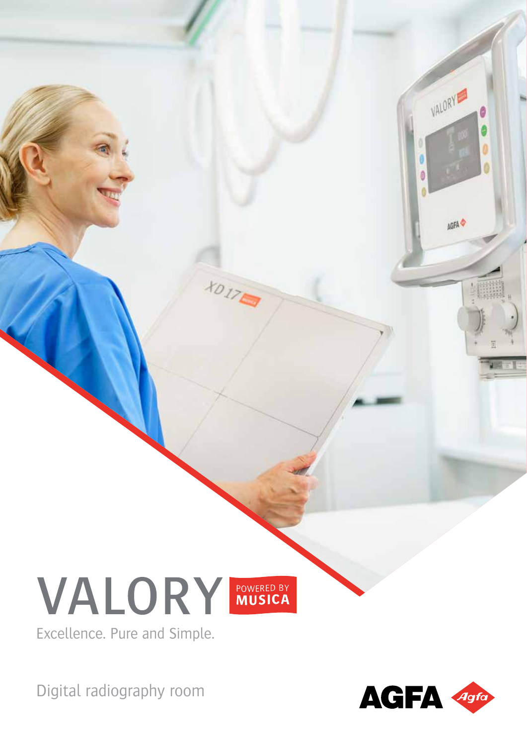# VALORY POWERED BY MUSICA

Excellence. Pure and Simple.

Digital radiography room

AGFA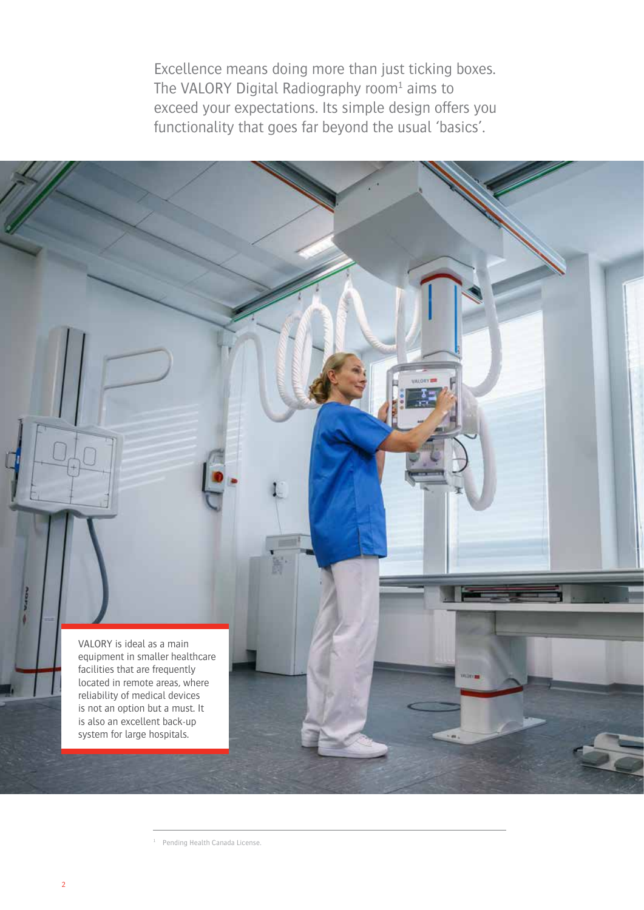Excellence means doing more than just ticking boxes. The VALORY Digital Radiography room[1] aims to exceed your expectations. Its simple design offers you functionality that goes far beyond the usual 'basics'.

VALORY is ideal as a main equipment in smaller healthcare facilities that are frequently located in remote areas, where reliability of medical devices is not an option but a must. It is also an excellent back-up system for large hospitals.

[1] Pending Health Canada License.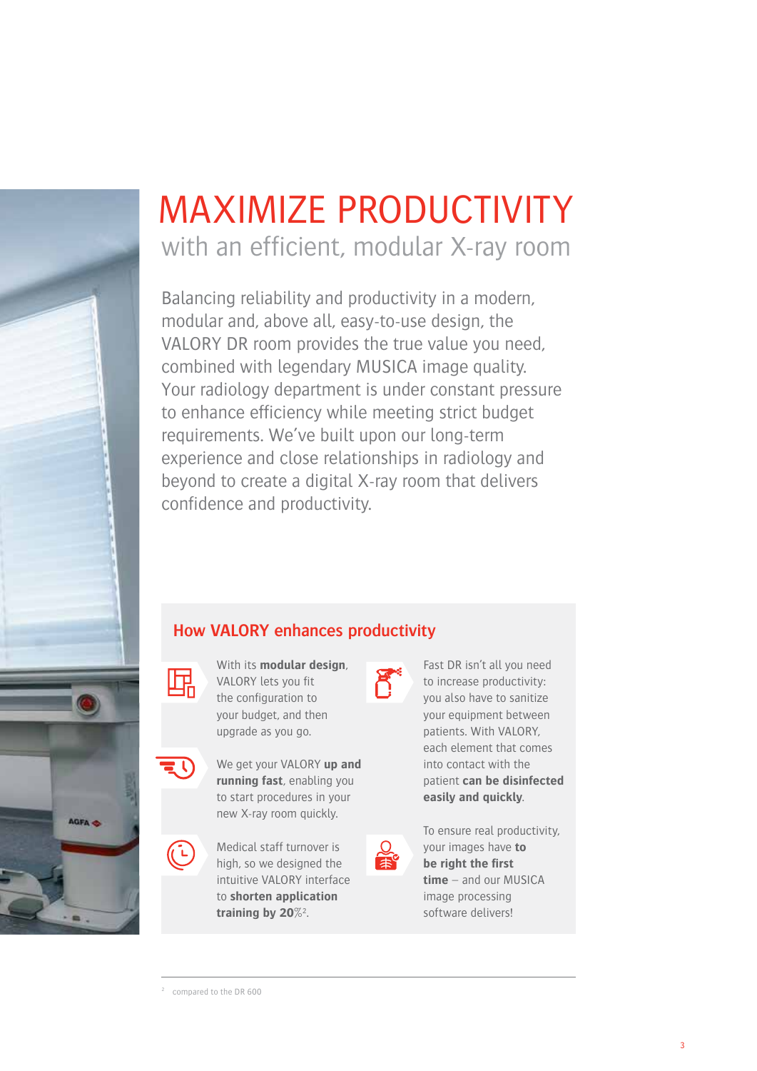# MAXIMIZE PRODUCTIVITY

## with an efficient, modular X-ray room

Balancing reliability and productivity in a modern, modular and, above all, easy-to-use design, the VALORY DR room provides the true value you need, combined with legendary MUSICA image quality. Your radiology department is under constant pressure to enhance efficiency while meeting strict budget requirements. We've built upon our long-term experience and close relationships in radiology and beyond to create a digital X-ray room that delivers confidence and productivity.

### How VALORY enhances productivity

With its **modular design**, VALORY lets you fit the configuration to your budget, and then upgrade as you go.

We get your VALORY **up and running fast**, enabling you to start procedures in your new X-ray room quickly.

Medical staff turnover is high, so we designed the intuitive VALORY interface to **shorten application training by 20%**[2].

Fast DR isn't all you need to increase productivity: you also have to sanitize your equipment between patients. With VALORY, each element that comes into contact with the patient **can be disinfected easily and quickly**.

To ensure real productivity, your images have **to be right the first time** – and our MUSICA image processing software delivers!

---

[2] compared to the DR 600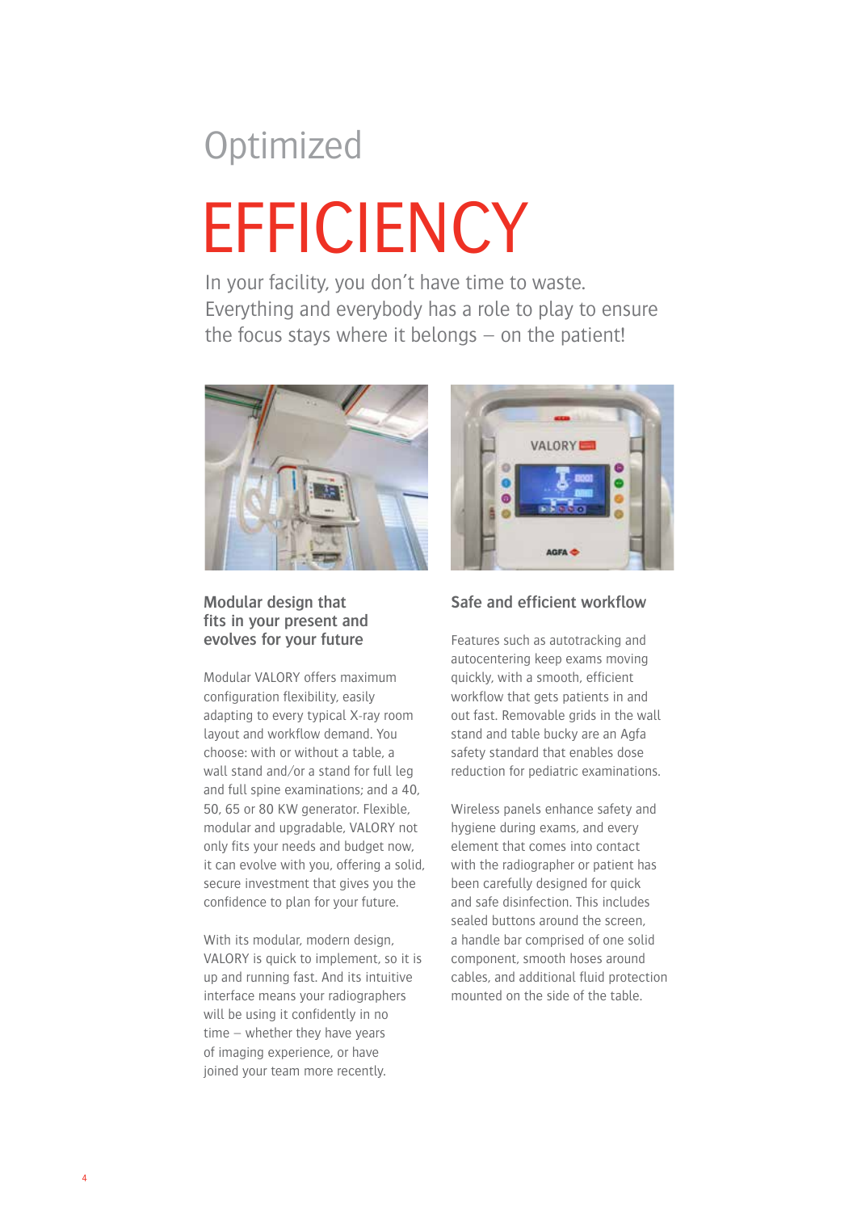# Optimized EFFICIENCY

In your facility, you don't have time to waste. Everything and everybody has a role to play to ensure the focus stays where it belongs – on the patient!

### Modular design that fits in your present and evolves for your future

Modular VALORY offers maximum configuration flexibility, easily adapting to every typical X-ray room layout and workflow demand. You choose: with or without a table, a wall stand and/or a stand for full leg and full spine examinations; and a 40, 50, 65 or 80 KW generator. Flexible, modular and upgradable, VALORY not only fits your needs and budget now, it can evolve with you, offering a solid, secure investment that gives you the confidence to plan for your future.

With its modular, modern design, VALORY is quick to implement, so it is up and running fast. And its intuitive interface means your radiographers will be using it confidently in no time – whether they have years of imaging experience, or have joined your team more recently.

### Safe and efficient workflow

Features such as autotracking and autocentering keep exams moving quickly, with a smooth, efficient workflow that gets patients in and out fast. Removable grids in the wall stand and table bucky are an Agfa safety standard that enables dose reduction for pediatric examinations.

Wireless panels enhance safety and hygiene during exams, and every element that comes into contact with the radiographer or patient has been carefully designed for quick and safe disinfection. This includes sealed buttons around the screen, a handle bar comprised of one solid component, smooth hoses around cables, and additional fluid protection mounted on the side of the table.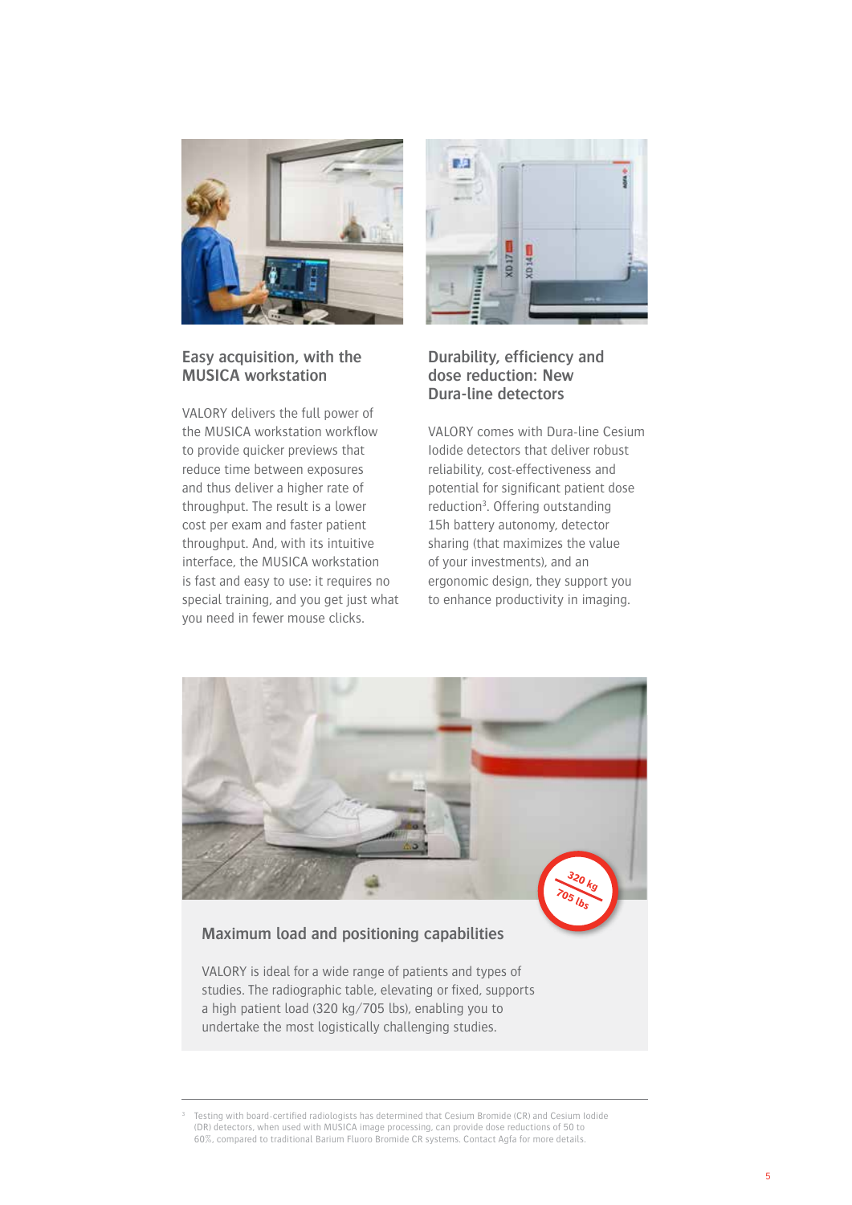## Easy acquisition, with the MUSICA workstation

VALORY delivers the full power of the MUSICA workstation workflow to provide quicker previews that reduce time between exposures and thus deliver a higher rate of throughput. The result is a lower cost per exam and faster patient throughput. And, with its intuitive interface, the MUSICA workstation is fast and easy to use: it requires no special training, and you get just what you need in fewer mouse clicks.

## Durability, efficiency and dose reduction: New Dura-line detectors

VALORY comes with Dura-line Cesium Iodide detectors that deliver robust reliability, cost-effectiveness and potential for significant patient dose reduction[3]. Offering outstanding 15h battery autonomy, detector sharing (that maximizes the value of your investments), and an ergonomic design, they support you to enhance productivity in imaging.

320 kg / 705 lbs

## Maximum load and positioning capabilities

VALORY is ideal for a wide range of patients and types of studies. The radiographic table, elevating or fixed, supports a high patient load (320 kg/705 lbs), enabling you to undertake the most logistically challenging studies.

---

[3] Testing with board-certified radiologists has determined that Cesium Bromide (CR) and Cesium Iodide (DR) detectors, when used with MUSICA image processing, can provide dose reductions of 50 to 60%, compared to traditional Barium Fluoro Bromide CR systems. Contact Agfa for more details.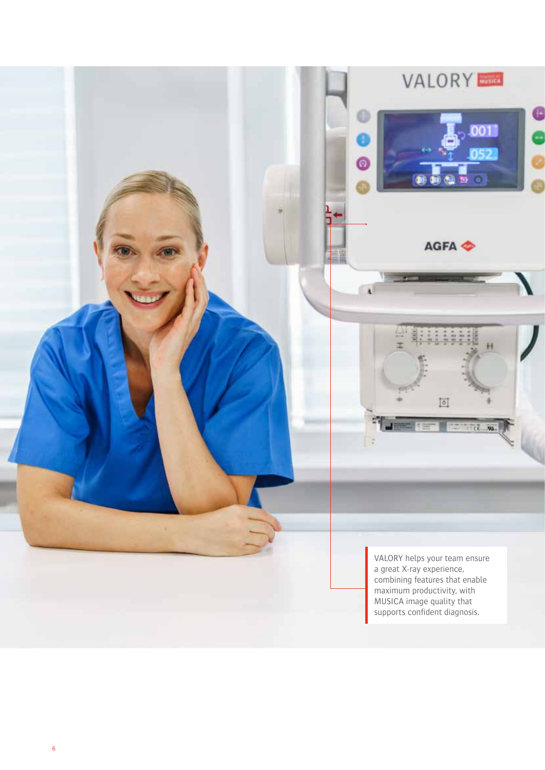VALORY helps your team ensure a great X-ray experience, combining features that enable maximum productivity, with MUSICA image quality that supports confident diagnosis.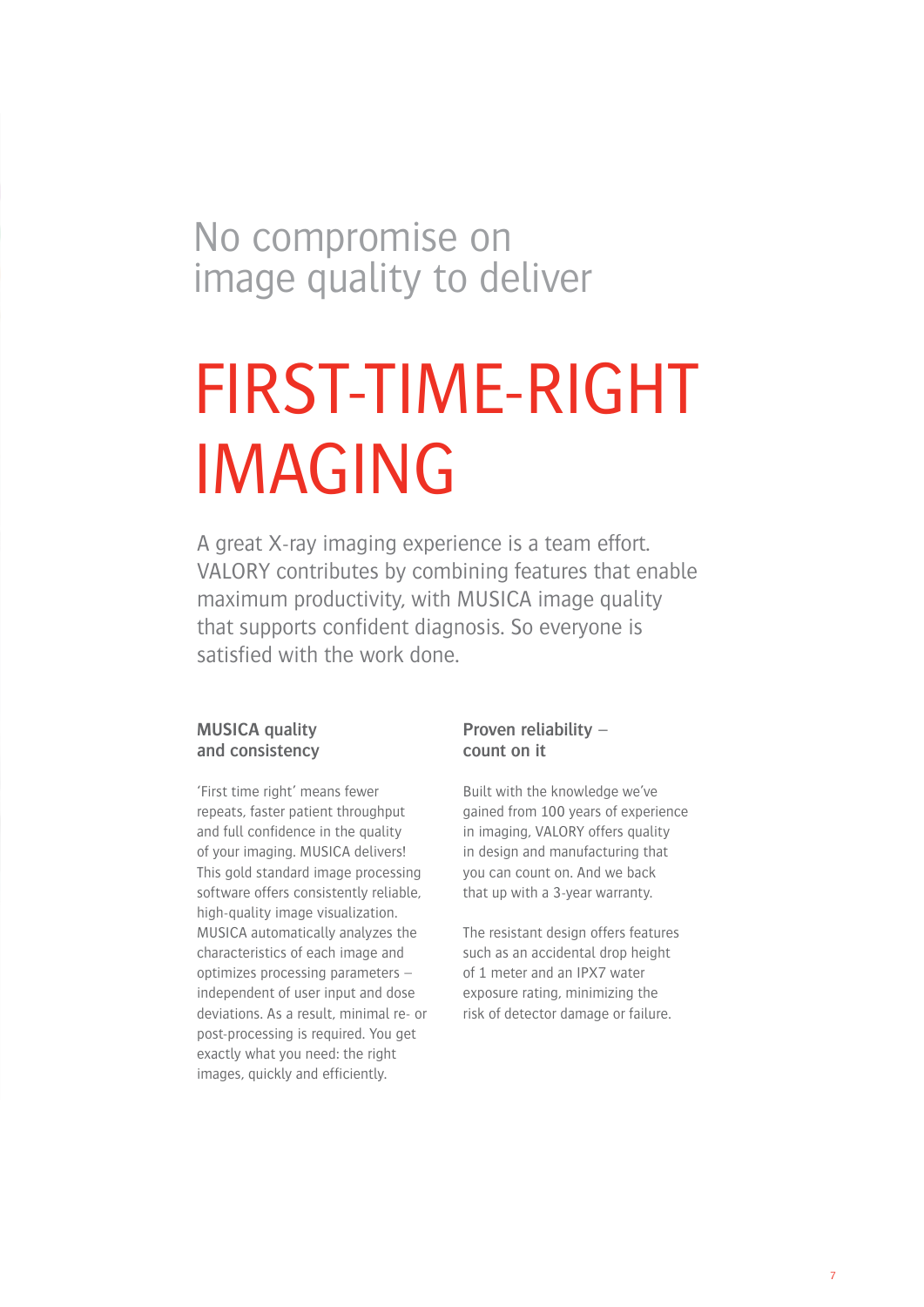## No compromise on image quality to deliver

# FIRST-TIME-RIGHT IMAGING

A great X-ray imaging experience is a team effort. VALORY contributes by combining features that enable maximum productivity, with MUSICA image quality that supports confident diagnosis. So everyone is satisfied with the work done.

### MUSICA quality and consistency

'First time right' means fewer repeats, faster patient throughput and full confidence in the quality of your imaging. MUSICA delivers! This gold standard image processing software offers consistently reliable, high-quality image visualization. MUSICA automatically analyzes the characteristics of each image and optimizes processing parameters – independent of user input and dose deviations. As a result, minimal re- or post-processing is required. You get exactly what you need: the right images, quickly and efficiently.

### Proven reliability – count on it

Built with the knowledge we've gained from 100 years of experience in imaging, VALORY offers quality in design and manufacturing that you can count on. And we back that up with a 3-year warranty.

The resistant design offers features such as an accidental drop height of 1 meter and an IPX7 water exposure rating, minimizing the risk of detector damage or failure.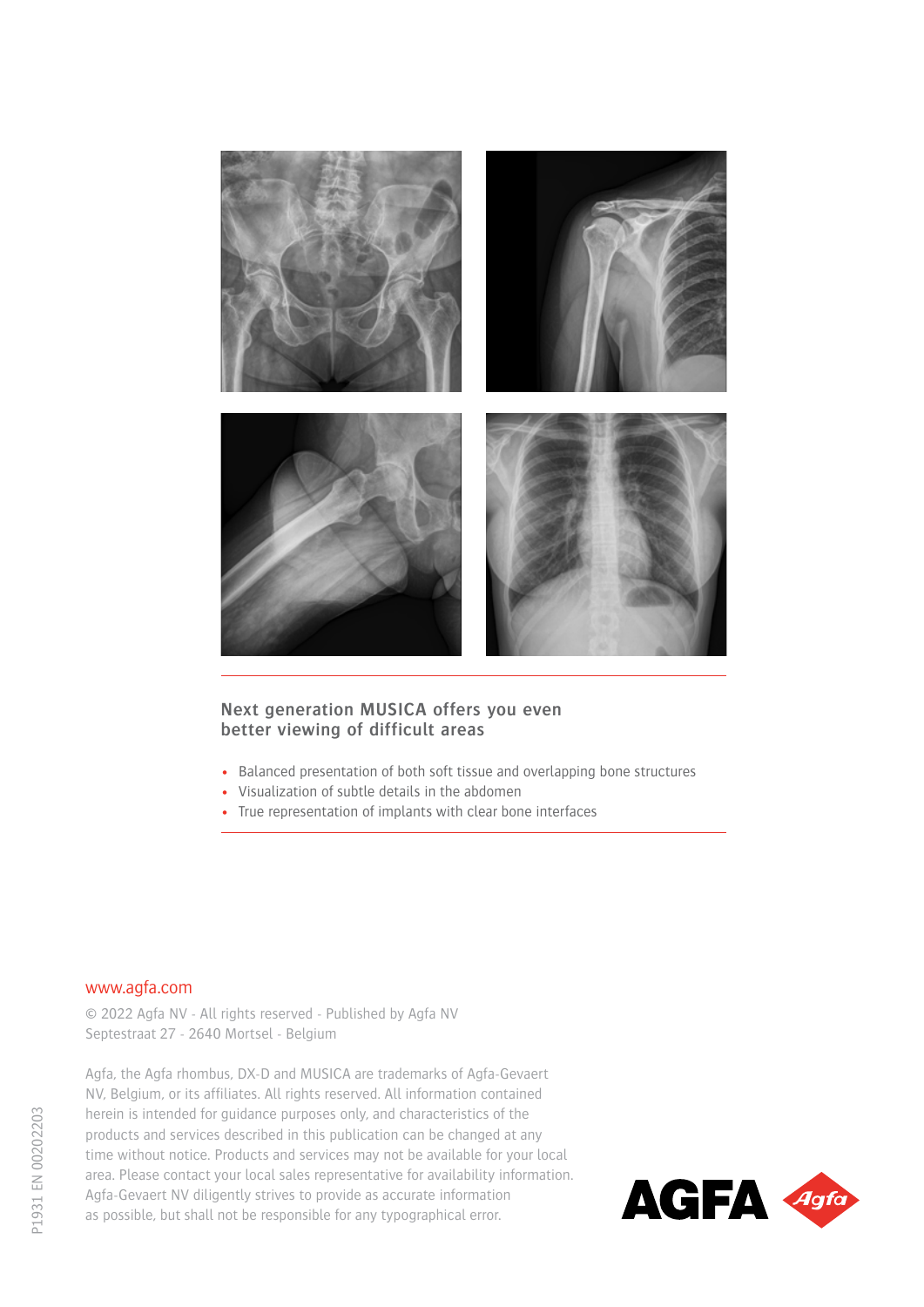## Next generation MUSICA offers you even better viewing of difficult areas

- Balanced presentation of both soft tissue and overlapping bone structures
- Visualization of subtle details in the abdomen
- True representation of implants with clear bone interfaces

www.agfa.com

© 2022 Agfa NV - All rights reserved - Published by Agfa NV
Septestraat 27 - 2640 Mortsel - Belgium

Agfa, the Agfa rhombus, DX-D and MUSICA are trademarks of Agfa-Gevaert NV, Belgium, or its affiliates. All rights reserved. All information contained herein is intended for guidance purposes only, and characteristics of the products and services described in this publication can be changed at any time without notice. Products and services may not be available for your local area. Please contact your local sales representative for availability information. Agfa-Gevaert NV diligently strives to provide as accurate information as possible, but shall not be responsible for any typographical error.

P1931 EN 00202203